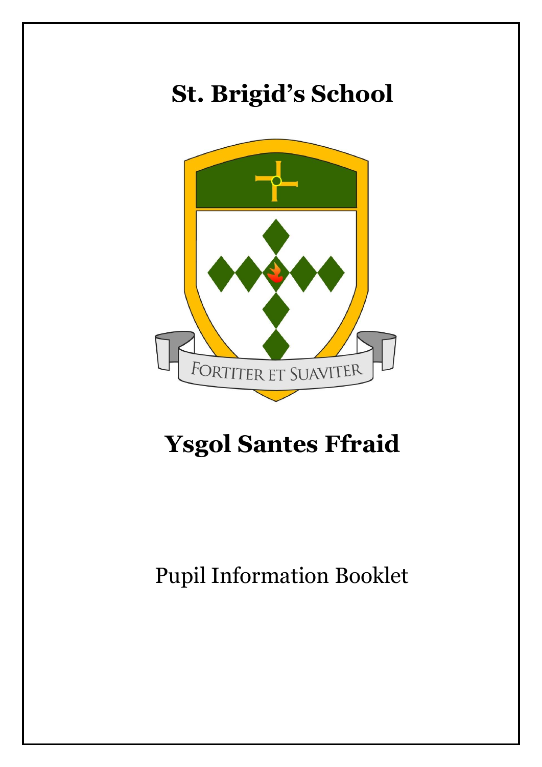# St. Brigid's School

FORTITER ET SUAVITER

# Ysgol Santes Ffraid

Pupil Information Booklet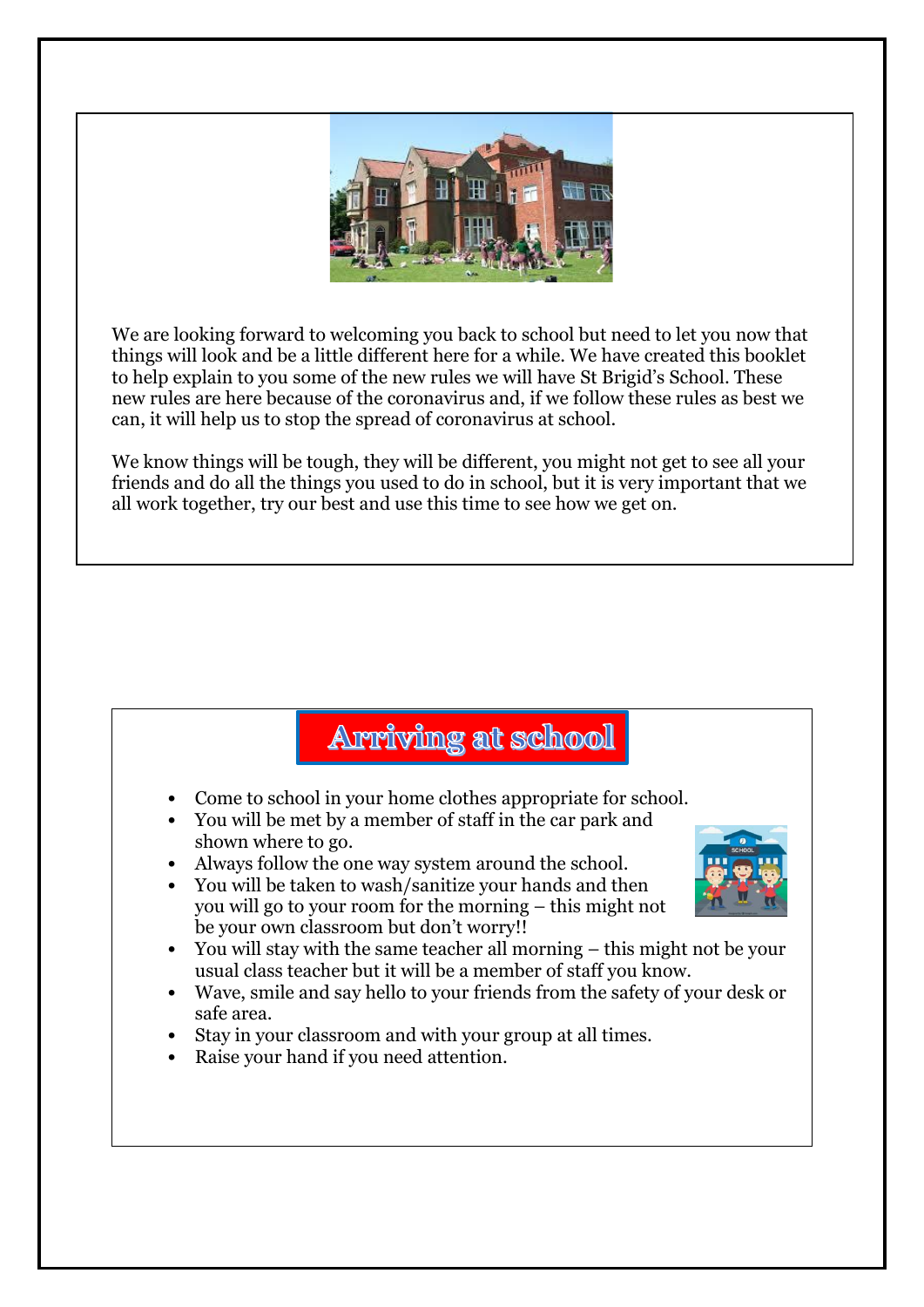We are looking forward to welcoming you back to school but need to let you now that things will look and be a little different here for a while. We have created this booklet to help explain to you some of the new rules we will have St Brigid's School. These new rules are here because of the coronavirus and, if we follow these rules as best we can, it will help us to stop the spread of coronavirus at school.

We know things will be tough, they will be different, you might not get to see all your friends and do all the things you used to do in school, but it is very important that we all work together, try our best and use this time to see how we get on.

## Arriving at school

- Come to school in your home clothes appropriate for school.
- You will be met by a member of staff in the car park and shown where to go.
- Always follow the one way system around the school.
- You will be taken to wash/sanitize your hands and then you will go to your room for the morning – this might not be your own classroom but don't worry!!
- You will stay with the same teacher all morning – this might not be your usual class teacher but it will be a member of staff you know.
- Wave, smile and say hello to your friends from the safety of your desk or safe area.
- Stay in your classroom and with your group at all times.
- Raise your hand if you need attention.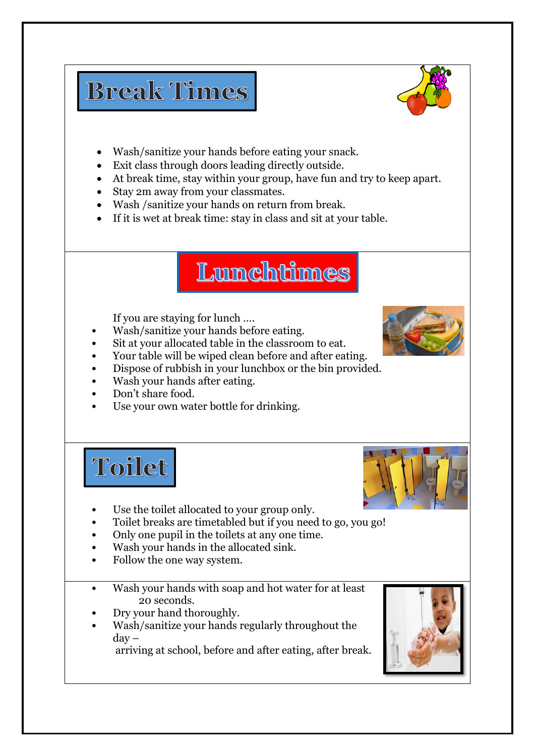## Break Times

- Wash/sanitize your hands before eating your snack.
- Exit class through doors leading directly outside.
- At break time, stay within your group, have fun and try to keep apart.
- Stay 2m away from your classmates.
- Wash /sanitize your hands on return from break.
- If it is wet at break time: stay in class and sit at your table.

## Lunchtimes

If you are staying for lunch ….

- Wash/sanitize your hands before eating.
- Sit at your allocated table in the classroom to eat.
- Your table will be wiped clean before and after eating.
- Dispose of rubbish in your lunchbox or the bin provided.
- Wash your hands after eating.
- Don't share food.
- Use your own water bottle for drinking.

## Toilet

- Use the toilet allocated to your group only.
- Toilet breaks are timetabled but if you need to go, you go!
- Only one pupil in the toilets at any one time.
- Wash your hands in the allocated sink.
- Follow the one way system.

---

- Wash your hands with soap and hot water for at least 20 seconds.
- Dry your hand thoroughly.
- Wash/sanitize your hands regularly throughout the day – arriving at school, before and after eating, after break.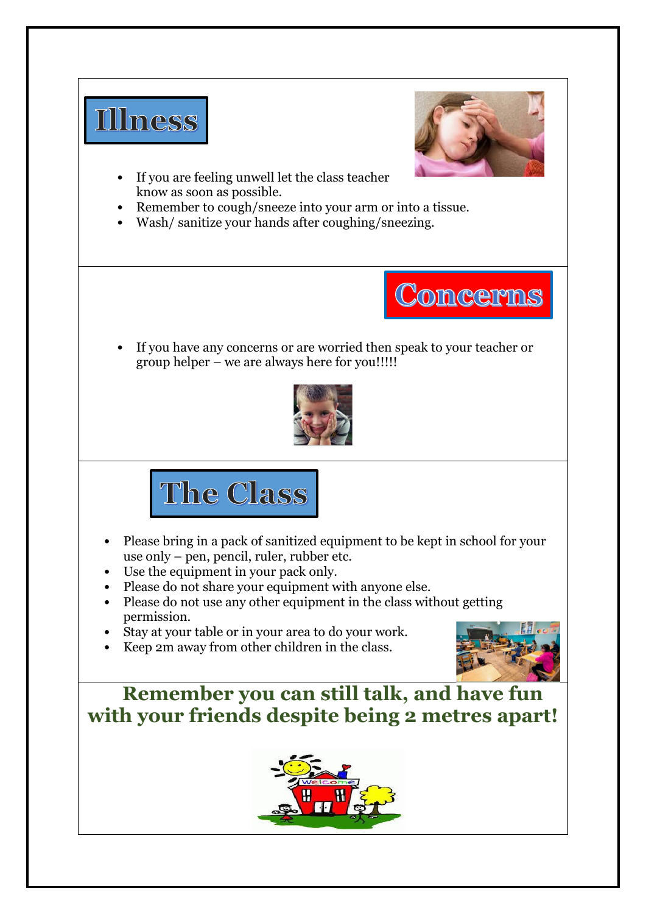## Illness

- If you are feeling unwell let the class teacher know as soon as possible.
- Remember to cough/sneeze into your arm or into a tissue.
- Wash/ sanitize your hands after coughing/sneezing.

## Concerns

- If you have any concerns or are worried then speak to your teacher or group helper – we are always here for you!!!!!

## The Class

- Please bring in a pack of sanitized equipment to be kept in school for your use only – pen, pencil, ruler, rubber etc.
- Use the equipment in your pack only.
- Please do not share your equipment with anyone else.
- Please do not use any other equipment in the class without getting permission.
- Stay at your table or in your area to do your work.
- Keep 2m away from other children in the class.

**Remember you can still talk, and have fun with your friends despite being 2 metres apart!**